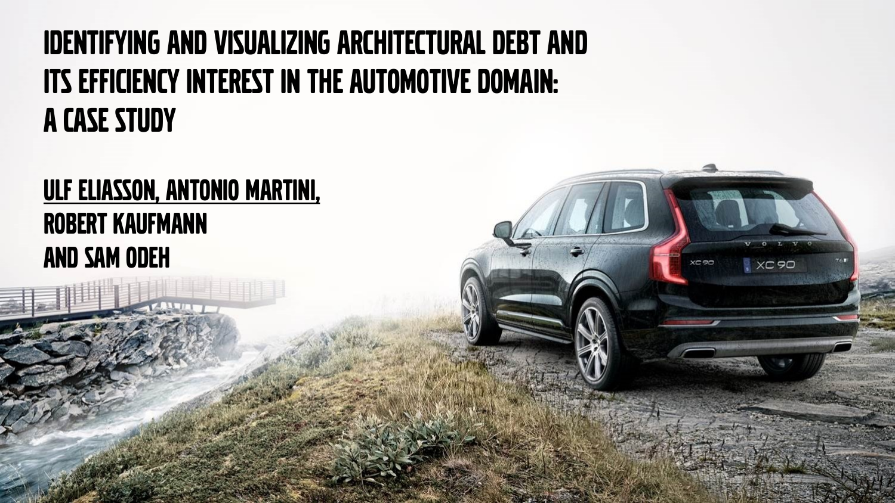# IDENTIFYING AND VISUALIZING ARCHITECTURAL DEBT AND ITS EFFICIENCY INTEREST IN THE AUTOMOTIVE DOMAIN: A CASE STUDY

ULF ELIASSON, ANTONIO MARTINI,
ROBERT KAUFMANN
AND SAM ODEH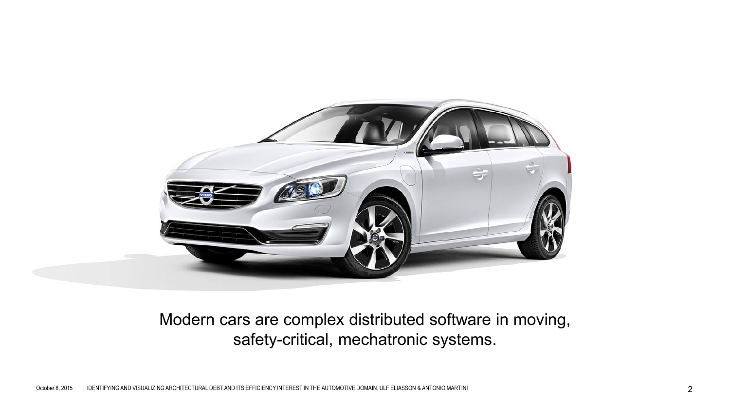Modern cars are complex distributed software in moving, safety-critical, mechatronic systems.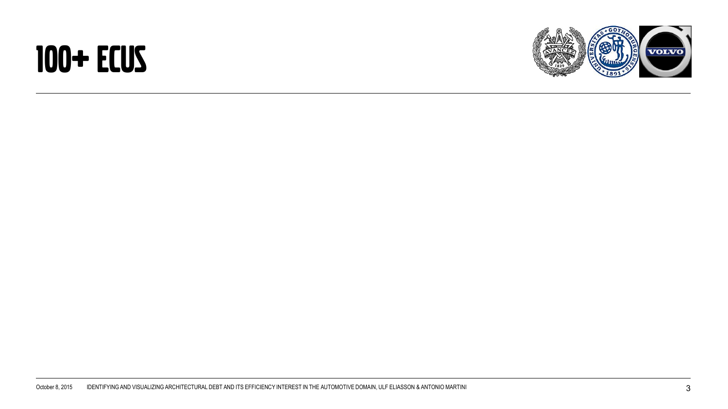# 100+ ECUS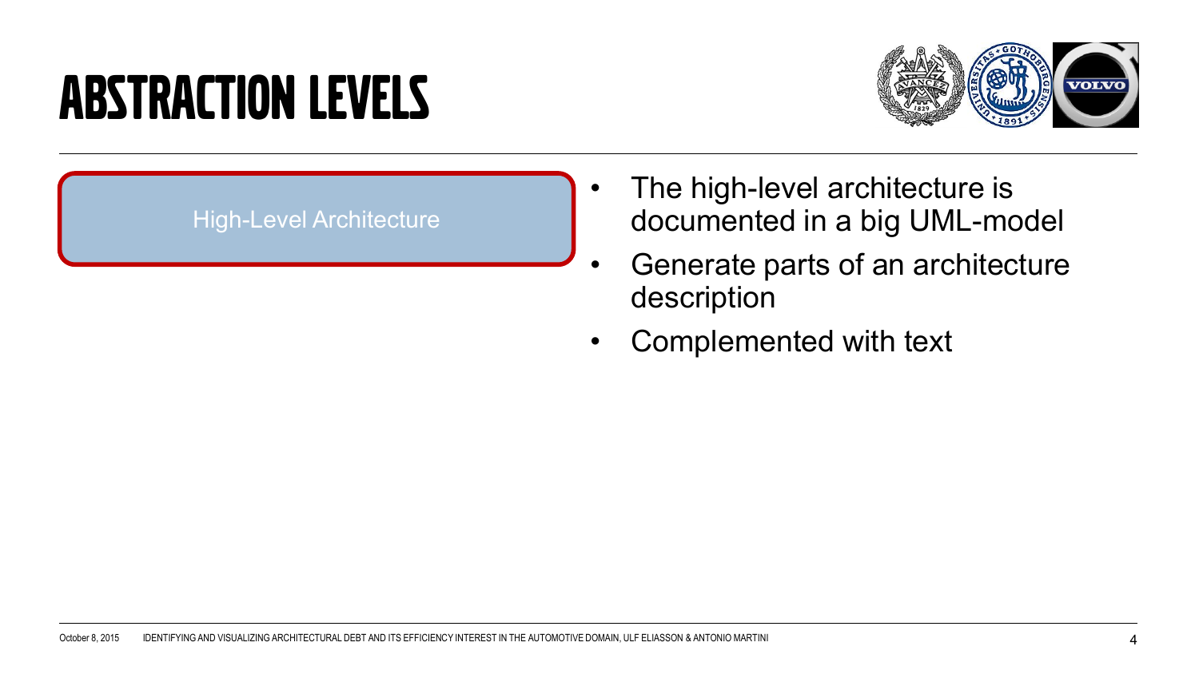# ABSTRACTION LEVELS

High-Level Architecture

- The high-level architecture is documented in a big UML-model
- Generate parts of an architecture description
- Complemented with text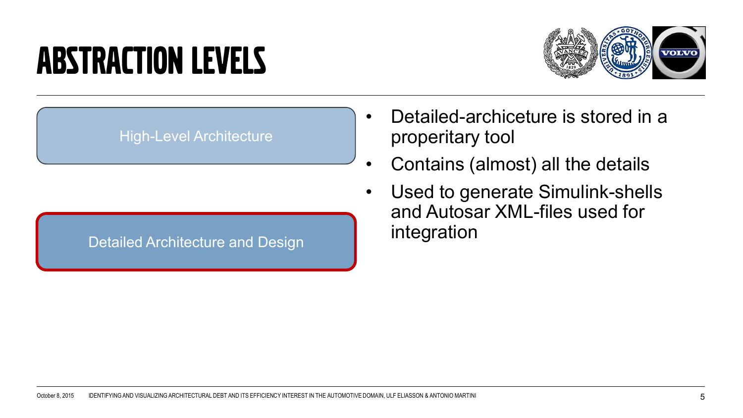# ABSTRACTION LEVELS

High-Level Architecture

Detailed Architecture and Design

- Detailed-archiceture is stored in a properitary tool
- Contains (almost) all the details
- Used to generate Simulink-shells and Autosar XML-files used for integration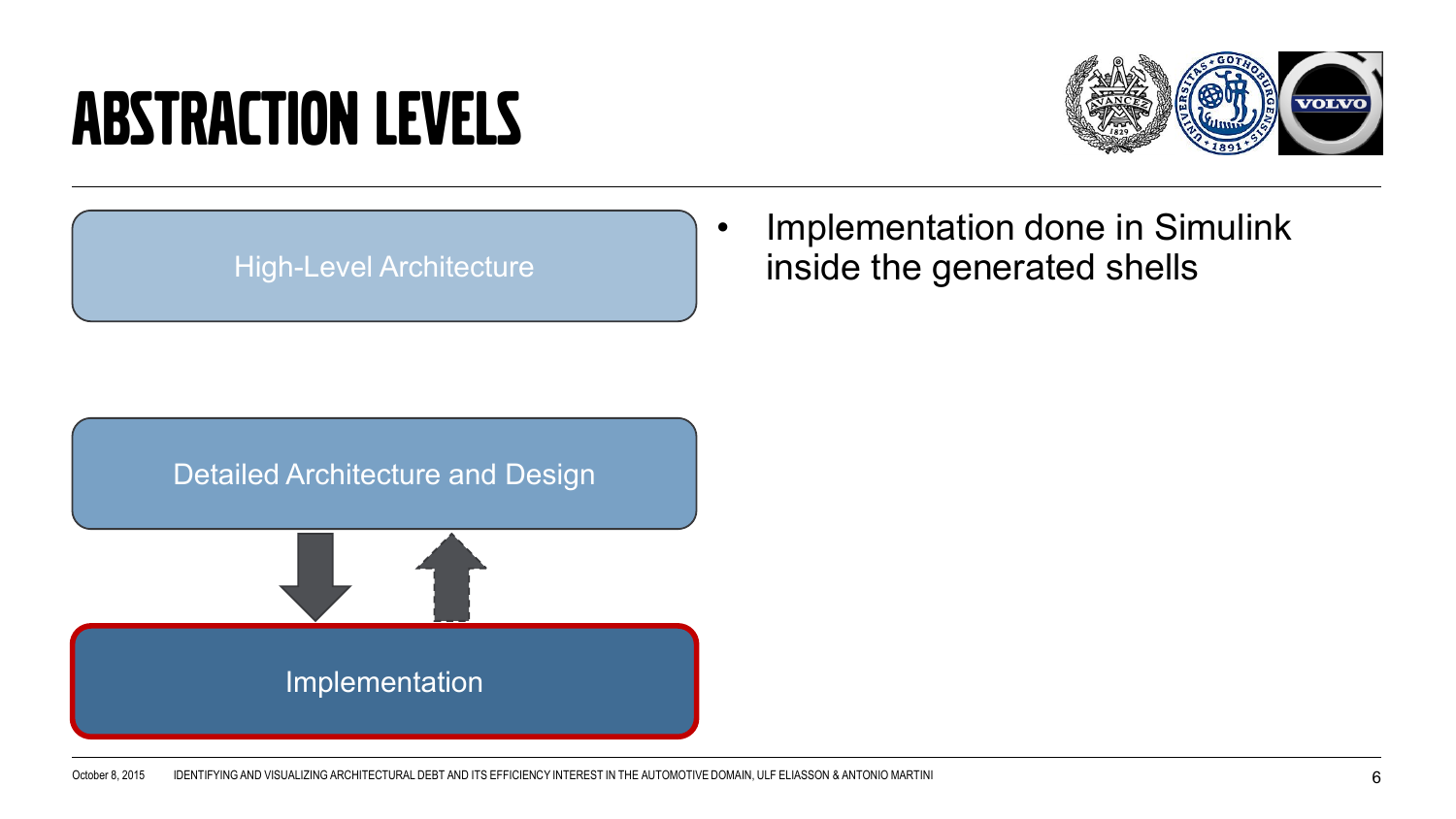# ABSTRACTION LEVELS

High-Level Architecture

Detailed Architecture and Design

Implementation

- Implementation done in Simulink inside the generated shells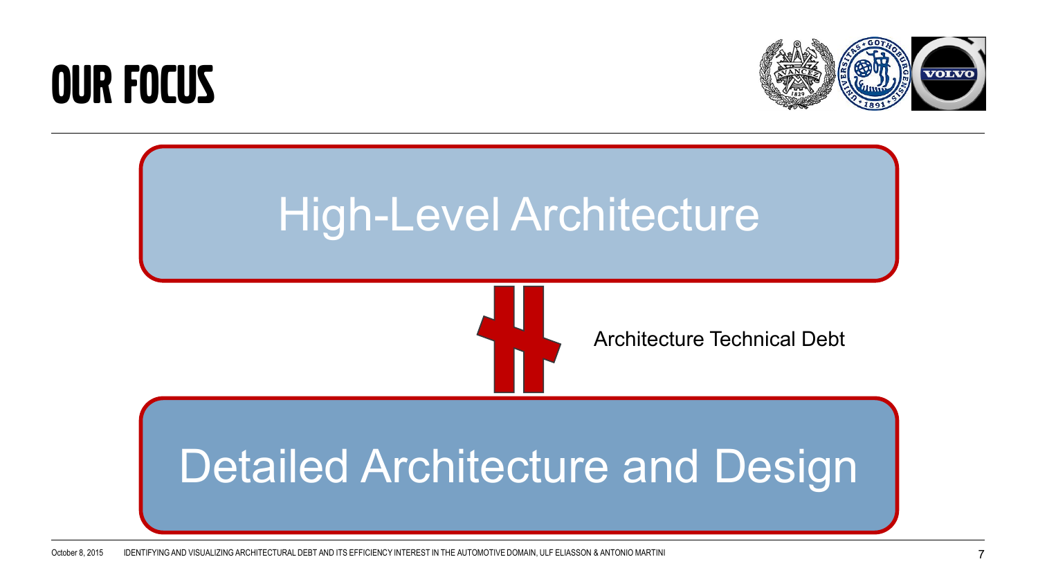# OUR FOCUS

High-Level Architecture

Architecture Technical Debt

Detailed Architecture and Design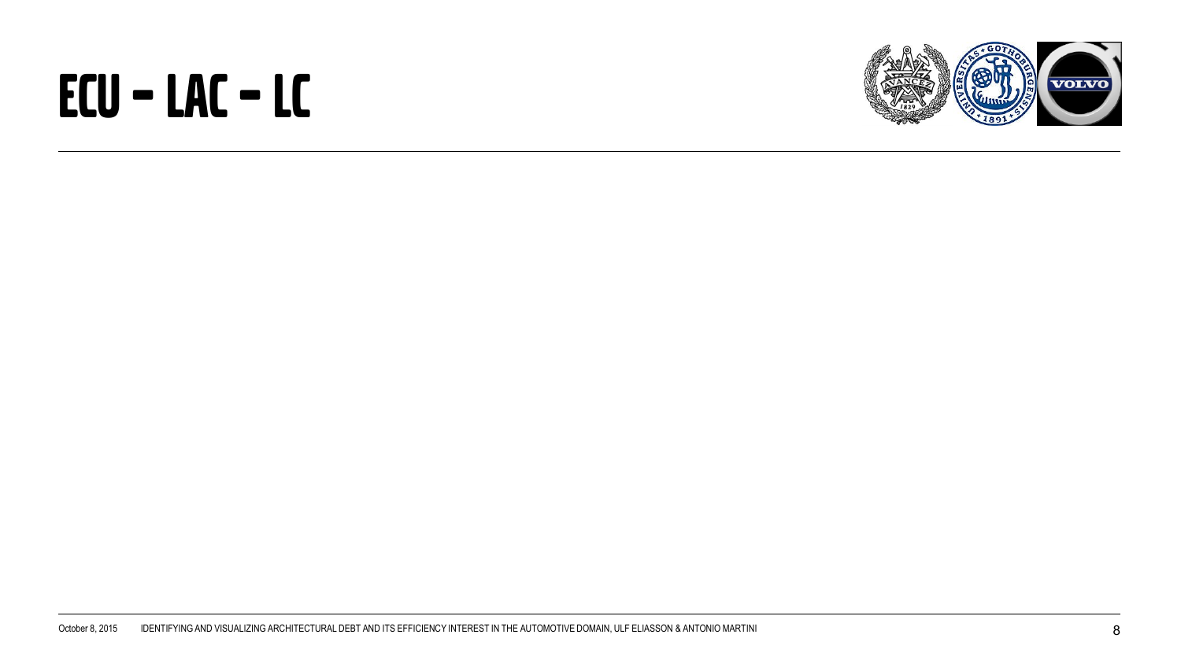# ECU – LAC – LC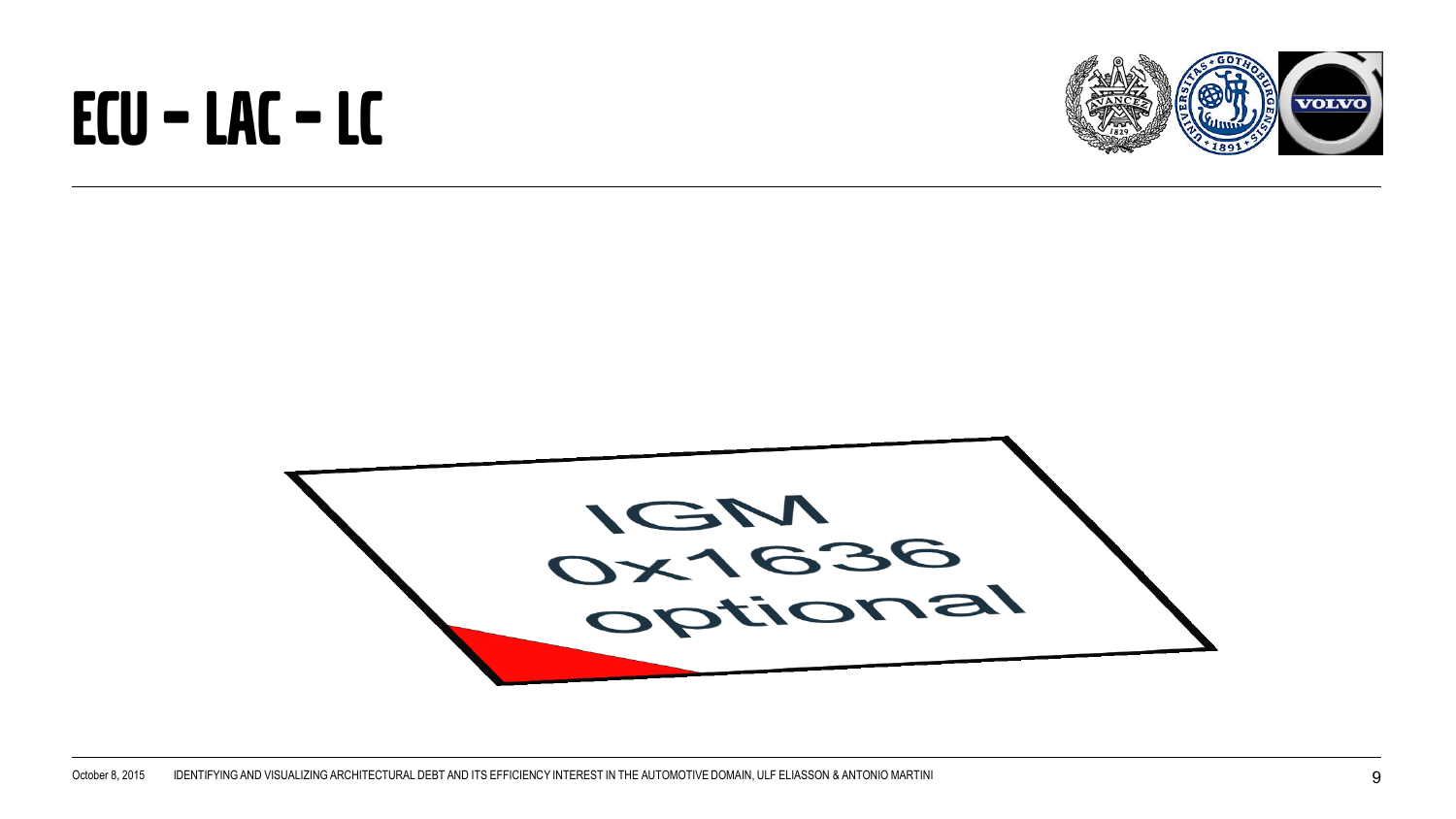# ECU – LAC – LC

IGM
0x1636
optional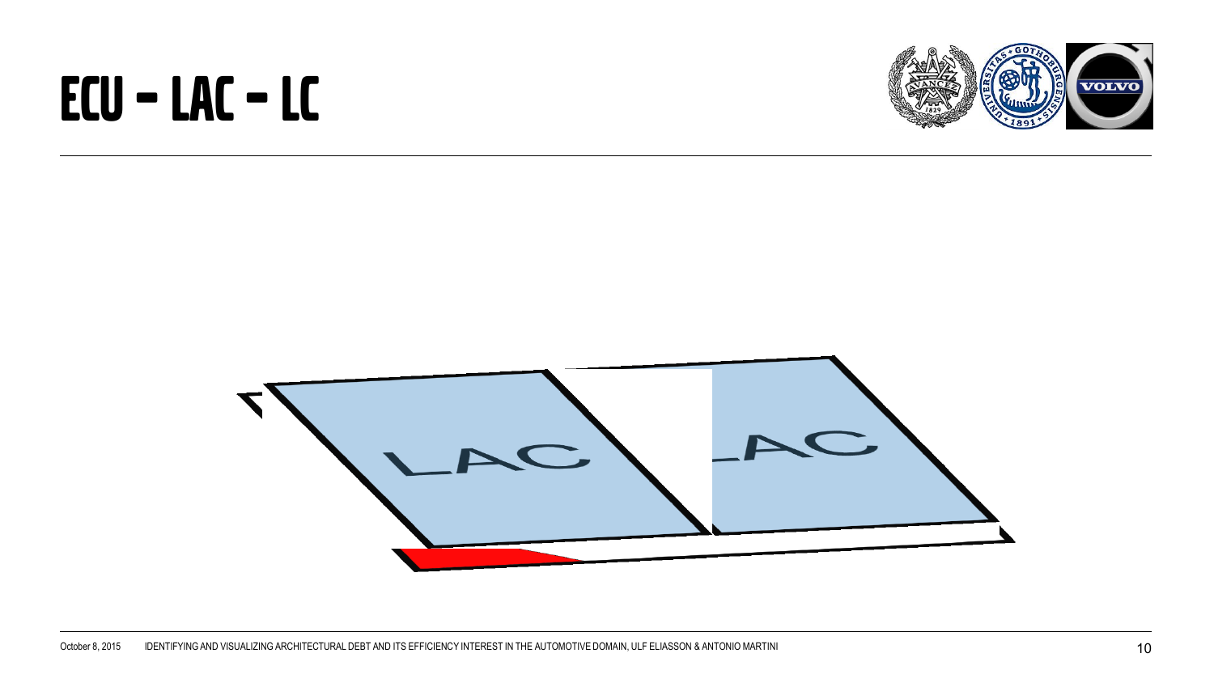# ECU – LAC – LC

LAC

LAC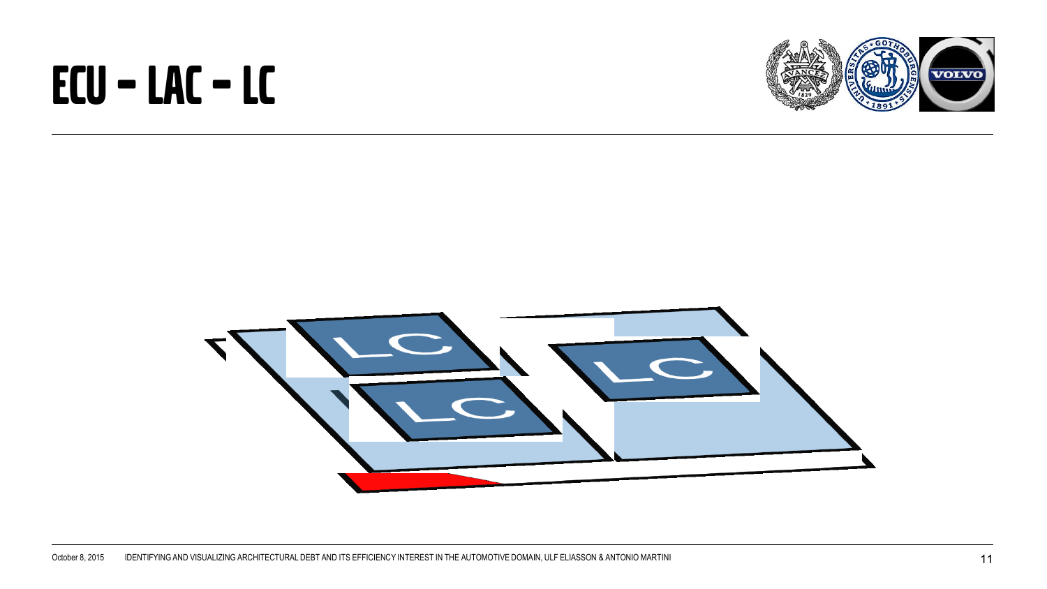# ECU – LAC – LC

LC

LC

LC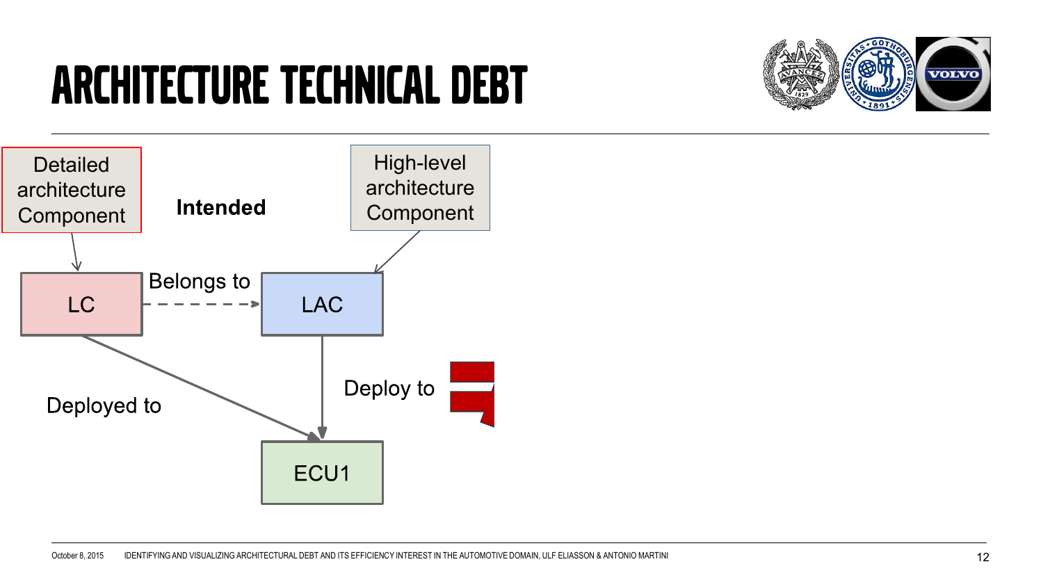# ARCHITECTURE TECHNICAL DEBT

Detailed architecture Component

Intended

High-level architecture Component

LC

Belongs to

LAC

Deploy to

Deployed to

ECU1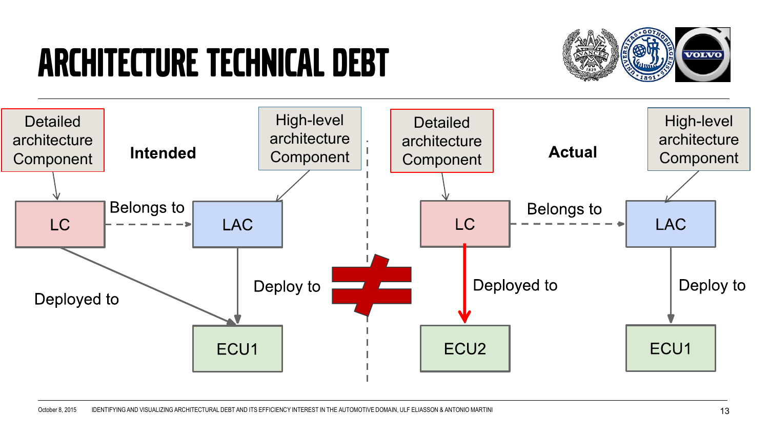# ARCHITECTURE TECHNICAL DEBT

**Intended**

Detailed architecture Component → LC

High-level architecture Component → LAC

LC — Belongs to → LAC

LC — Deployed to → ECU1

LAC — Deploy to → ECU1

≠

**Actual**

Detailed architecture Component → LC

High-level architecture Component → LAC

LC — Belongs to → LAC

LC — Deployed to → ECU2

LAC — Deploy to → ECU1

October 8, 2015 IDENTIFYING AND VISUALIZING ARCHITECTURAL DEBT AND ITS EFFICIENCY INTEREST IN THE AUTOMOTIVE DOMAIN, ULF ELIASSON & ANTONIO MARTINI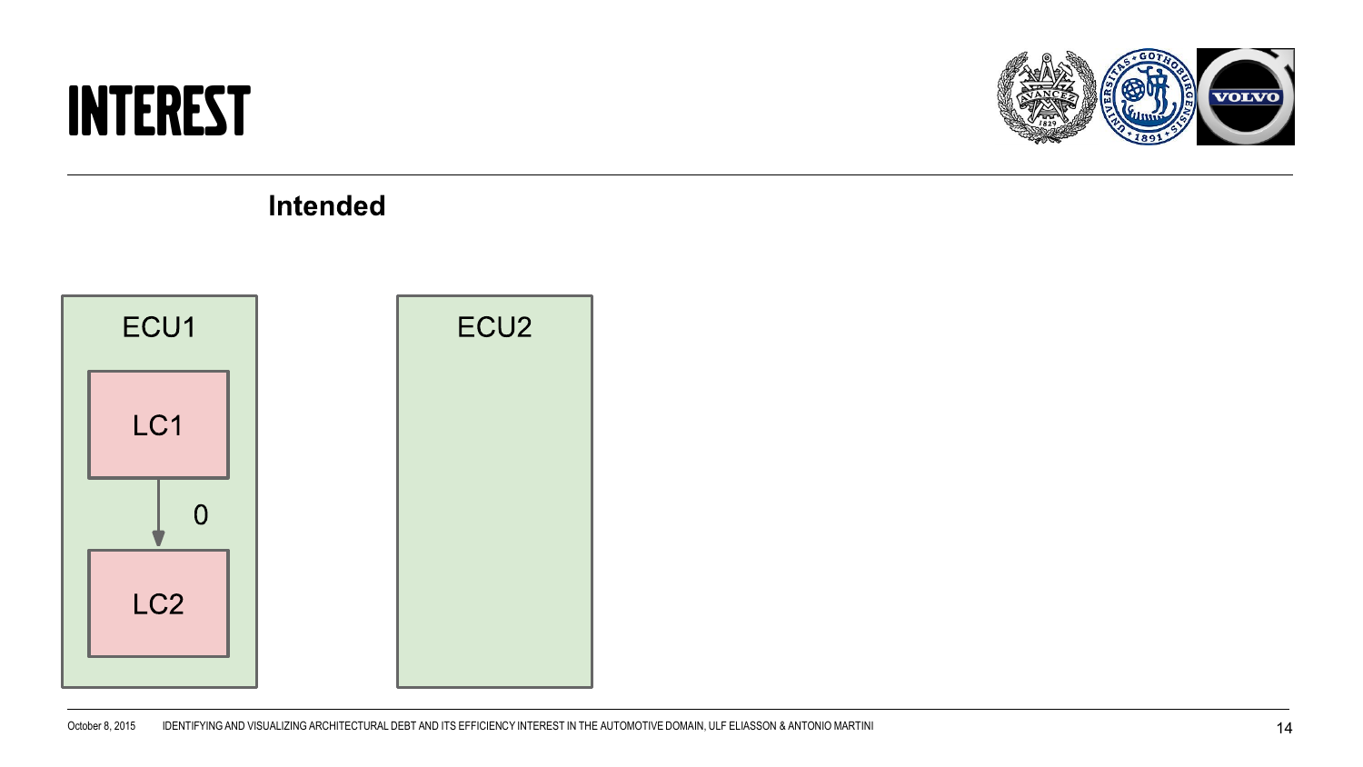# INTEREST

**Intended**

ECU1

LC1

0

LC2

ECU2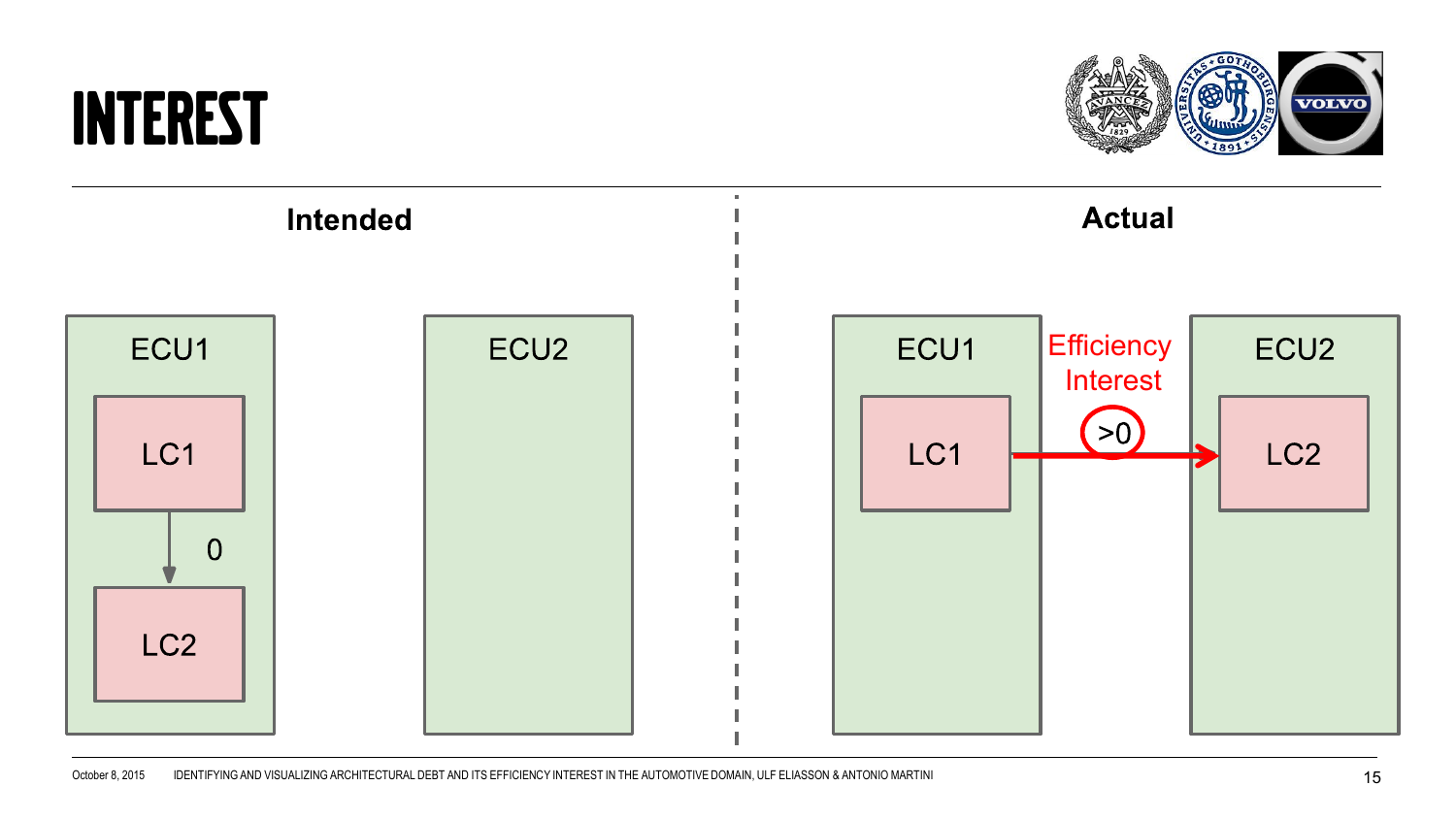# INTEREST

**Intended**

ECU1

LC1

0

LC2

ECU2

**Actual**

ECU1

LC1

Efficiency Interest

>0

ECU2

LC2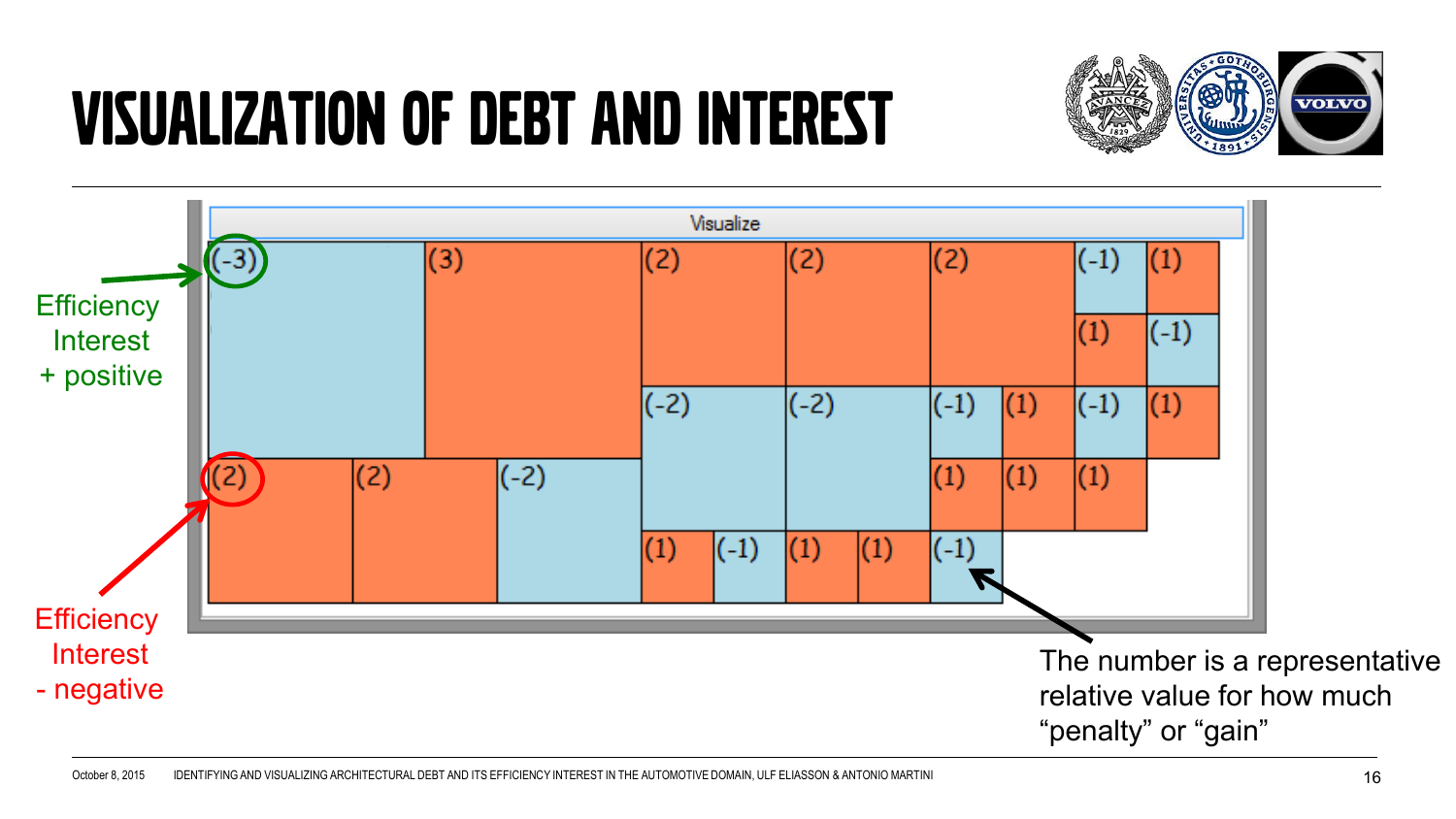# VISUALIZATION OF DEBT AND INTEREST

Visualize

(-3) (3) (2) (2) (2) (-1) (1) (1) (-1) (-2) (-2) (-1) (1) (-1) (1) (2) (2) (-2) (1) (1) (1) (1) (-1) (1) (1) (-1)

Efficiency Interest + positive

Efficiency Interest - negative

The number is a representative relative value for how much “penalty” or “gain”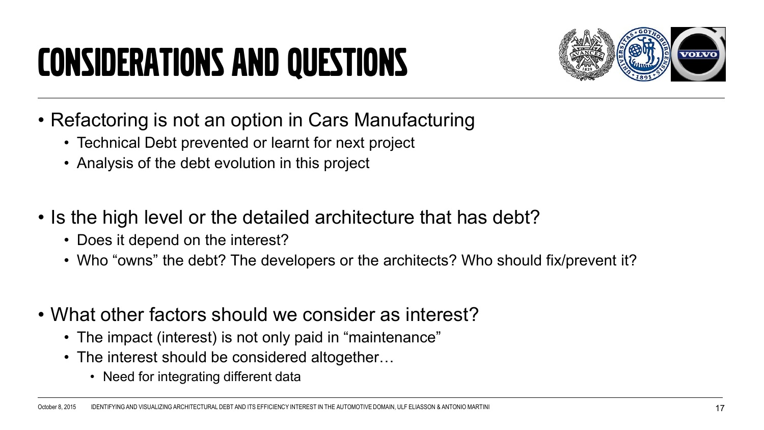# Considerations and Questions

- Refactoring is not an option in Cars Manufacturing
  - Technical Debt prevented or learnt for next project
  - Analysis of the debt evolution in this project
- Is the high level or the detailed architecture that has debt?
  - Does it depend on the interest?
  - Who "owns" the debt? The developers or the architects? Who should fix/prevent it?
- What other factors should we consider as interest?
  - The impact (interest) is not only paid in "maintenance"
  - The interest should be considered altogether…
    - Need for integrating different data